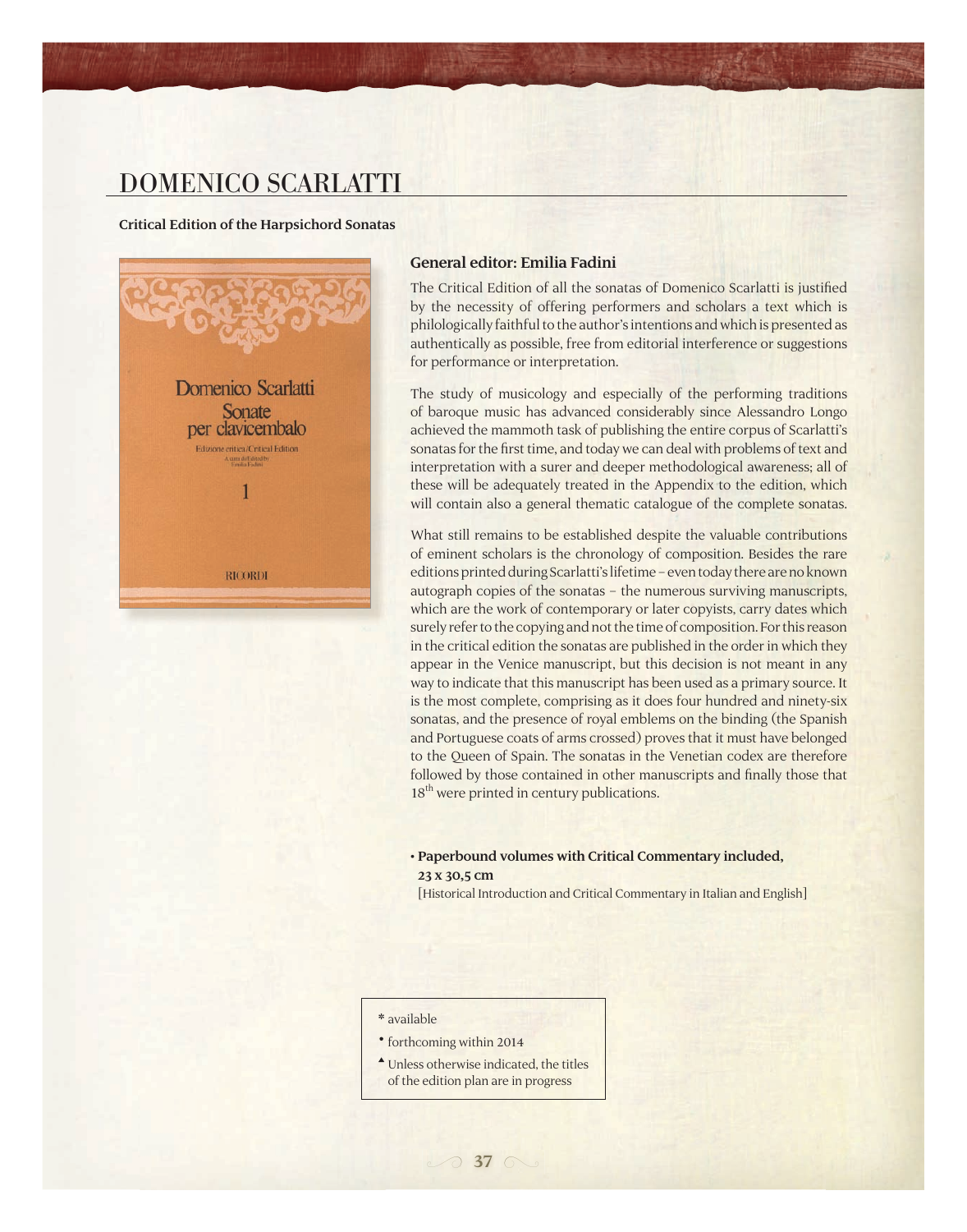# DOMENICO SCARLATTI

**Critical Edition of the Harpsichord Sonatas**

Domenico Scarlatti
Sonate
per clavicembalo
Edizione critica/Critical Edition
A cura di/Edited by
Emilia Fadini
1
RICORDI

### General editor: Emilia Fadini

The Critical Edition of all the sonatas of Domenico Scarlatti is justified by the necessity of offering performers and scholars a text which is philologically faithful to the author's intentions and which is presented as authentically as possible, free from editorial interference or suggestions for performance or interpretation.

The study of musicology and especially of the performing traditions of baroque music has advanced considerably since Alessandro Longo achieved the mammoth task of publishing the entire corpus of Scarlatti's sonatas for the first time, and today we can deal with problems of text and interpretation with a surer and deeper methodological awareness; all of these will be adequately treated in the Appendix to the edition, which will contain also a general thematic catalogue of the complete sonatas.

What still remains to be established despite the valuable contributions of eminent scholars is the chronology of composition. Besides the rare editions printed during Scarlatti's lifetime – even today there are no known autograph copies of the sonatas – the numerous surviving manuscripts, which are the work of contemporary or later copyists, carry dates which surely refer to the copying and not the time of composition. For this reason in the critical edition the sonatas are published in the order in which they appear in the Venice manuscript, but this decision is not meant in any way to indicate that this manuscript has been used as a primary source. It is the most complete, comprising as it does four hundred and ninety-six sonatas, and the presence of royal emblems on the binding (the Spanish and Portuguese coats of arms crossed) proves that it must have belonged to the Queen of Spain. The sonatas in the Venetian codex are therefore followed by those contained in other manuscripts and finally those that 18th were printed in century publications.

- **Paperbound volumes with Critical Commentary included, 23 x 30,5 cm**
  [Historical Introduction and Critical Commentary in Italian and English]

\* available
• forthcoming within 2014
▲ Unless otherwise indicated, the titles of the edition plan are in progress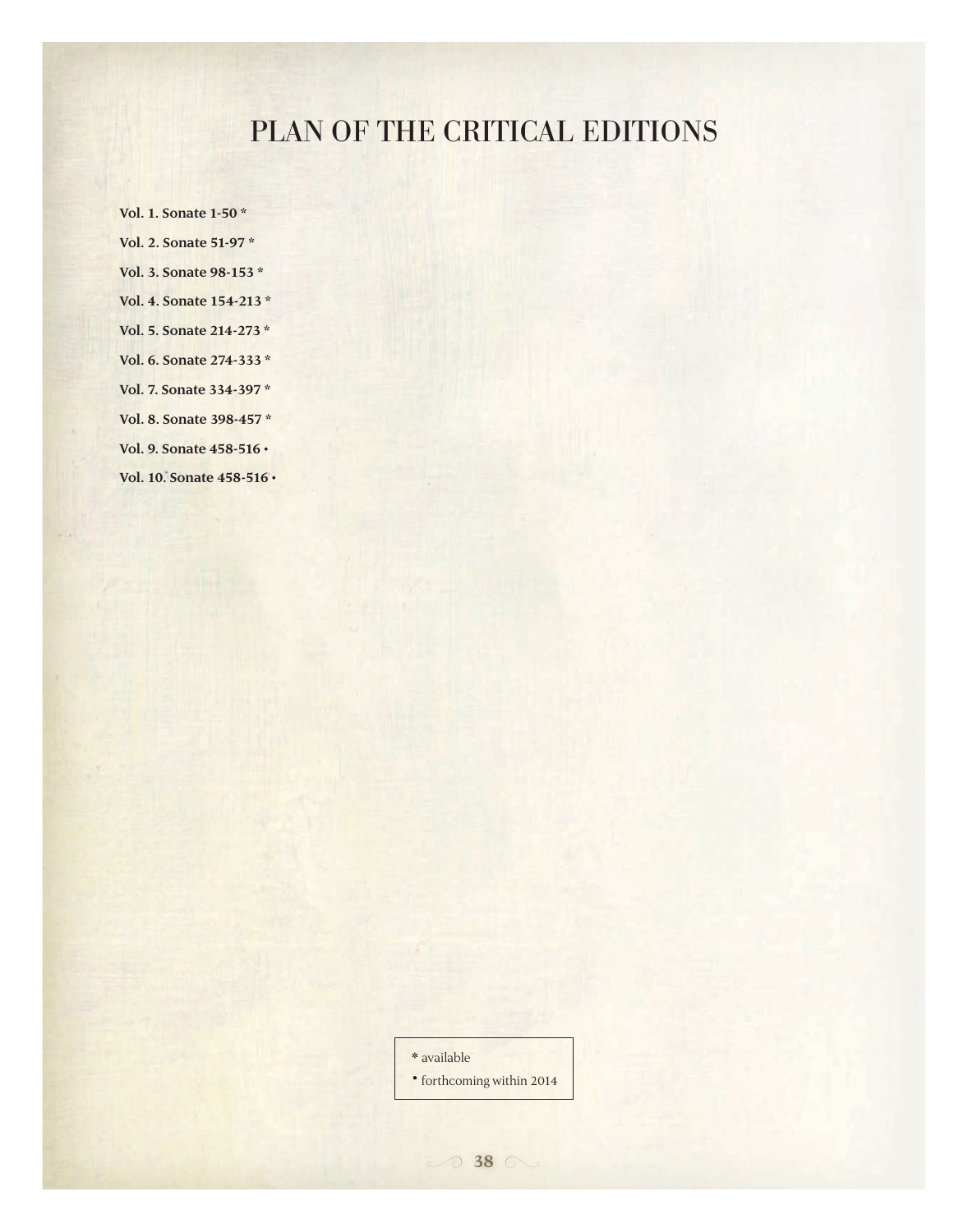# PLAN OF THE CRITICAL EDITIONS

**Vol. 1. Sonate 1-50 ***

**Vol. 2. Sonate 51-97 ***

**Vol. 3. Sonate 98-153 ***

**Vol. 4. Sonate 154-213 ***

**Vol. 5. Sonate 214-273 ***

**Vol. 6. Sonate 274-333 ***

**Vol. 7. Sonate 334-397 ***

**Vol. 8. Sonate 398-457 ***

**Vol. 9. Sonate 458-516 •**

**Vol. 10. Sonate 458-516 •**

* available

• forthcoming within 2014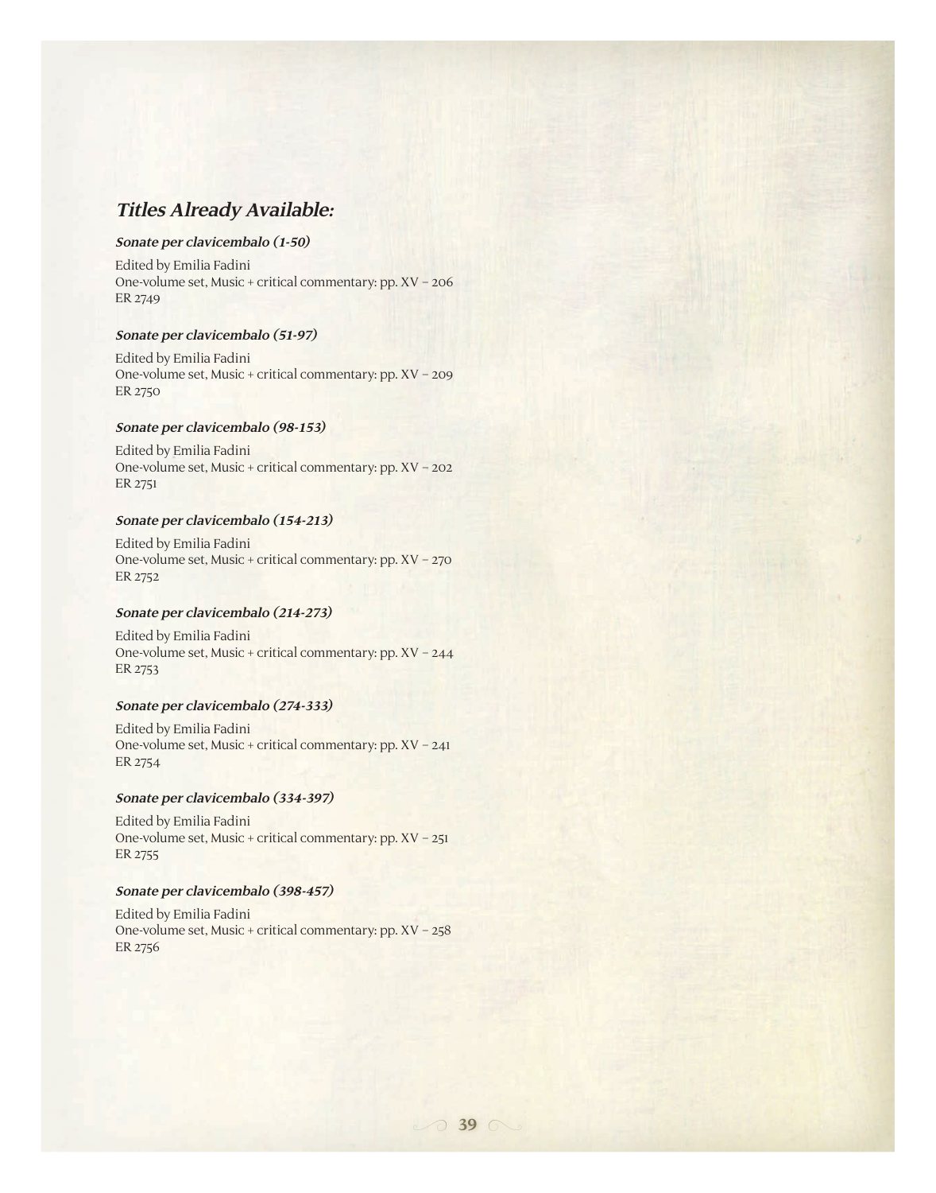## *Titles Already Available:*

### *Sonate per clavicembalo (1-50)*

Edited by Emilia Fadini
One-volume set, Music + critical commentary: pp. XV – 206
ER 2749

### *Sonate per clavicembalo (51-97)*

Edited by Emilia Fadini
One-volume set, Music + critical commentary: pp. XV – 209
ER 2750

### *Sonate per clavicembalo (98-153)*

Edited by Emilia Fadini
One-volume set, Music + critical commentary: pp. XV – 202
ER 2751

### *Sonate per clavicembalo (154-213)*

Edited by Emilia Fadini
One-volume set, Music + critical commentary: pp. XV – 270
ER 2752

### *Sonate per clavicembalo (214-273)*

Edited by Emilia Fadini
One-volume set, Music + critical commentary: pp. XV – 244
ER 2753

### *Sonate per clavicembalo (274-333)*

Edited by Emilia Fadini
One-volume set, Music + critical commentary: pp. XV – 241
ER 2754

### *Sonate per clavicembalo (334-397)*

Edited by Emilia Fadini
One-volume set, Music + critical commentary: pp. XV – 251
ER 2755

### *Sonate per clavicembalo (398-457)*

Edited by Emilia Fadini
One-volume set, Music + critical commentary: pp. XV – 258
ER 2756